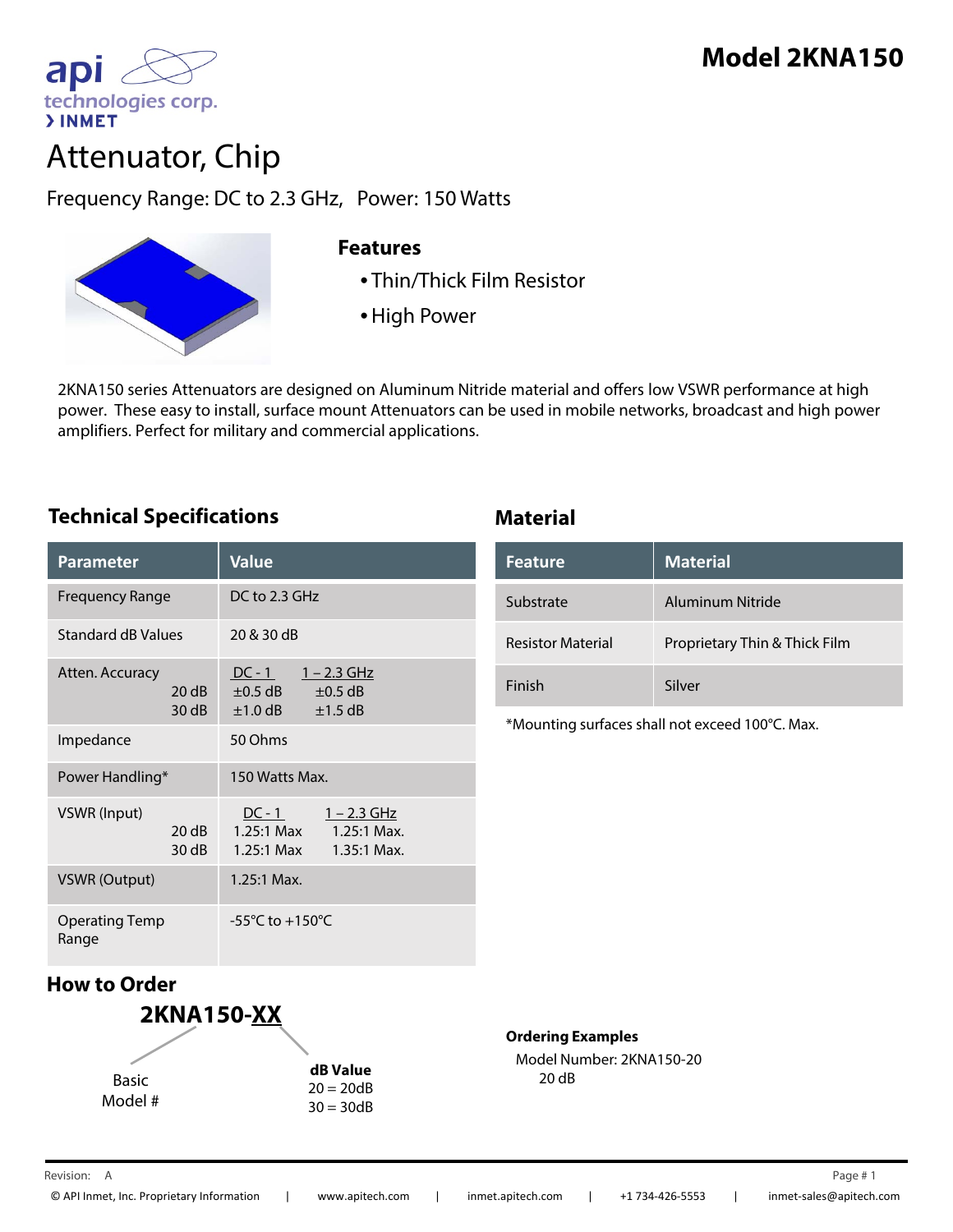# Model 2KNA150

api technologies corp.
> INMET

# Attenuator, Chip

Frequency Range: DC to 2.3 GHz, Power: 150 Watts

## Features

- Thin/Thick Film Resistor
- High Power

2KNA150 series Attenuators are designed on Aluminum Nitride material and offers low VSWR performance at high power. These easy to install, surface mount Attenuators can be used in mobile networks, broadcast and high power amplifiers. Perfect for military and commercial applications.

## Technical Specifications

| Parameter | Value |
|---|---|
| Frequency Range | DC to 2.3 GHz |
| Standard dB Values | 20 & 30 dB |
| Atten. Accuracy<br>20 dB<br>30 dB | DC - 1 / 1 – 2.3 GHz<br>±0.5 dB / ±0.5 dB<br>±1.0 dB / ±1.5 dB |
| Impedance | 50 Ohms |
| Power Handling* | 150 Watts Max. |
| VSWR (Input)<br>20 dB<br>30 dB | DC - 1 / 1 – 2.3 GHz<br>1.25:1 Max / 1.25:1 Max.<br>1.25:1 Max / 1.35:1 Max. |
| VSWR (Output) | 1.25:1 Max. |
| Operating Temp Range | -55°C to +150°C |

## Material

| Feature | Material |
|---|---|
| Substrate | Aluminum Nitride |
| Resistor Material | Proprietary Thin & Thick Film |
| Finish | Silver |

*Mounting surfaces shall not exceed 100°C. Max.

## How to Order

**2KNA150-XX**

Basic Model #

**dB Value**
20 = 20dB
30 = 30dB

**Ordering Examples**

Model Number: 2KNA150-20
20 dB

Revision: A

© API Inmet, Inc. Proprietary Information | www.apitech.com | inmet.apitech.com | +1 734-426-5553 | inmet-sales@apitech.com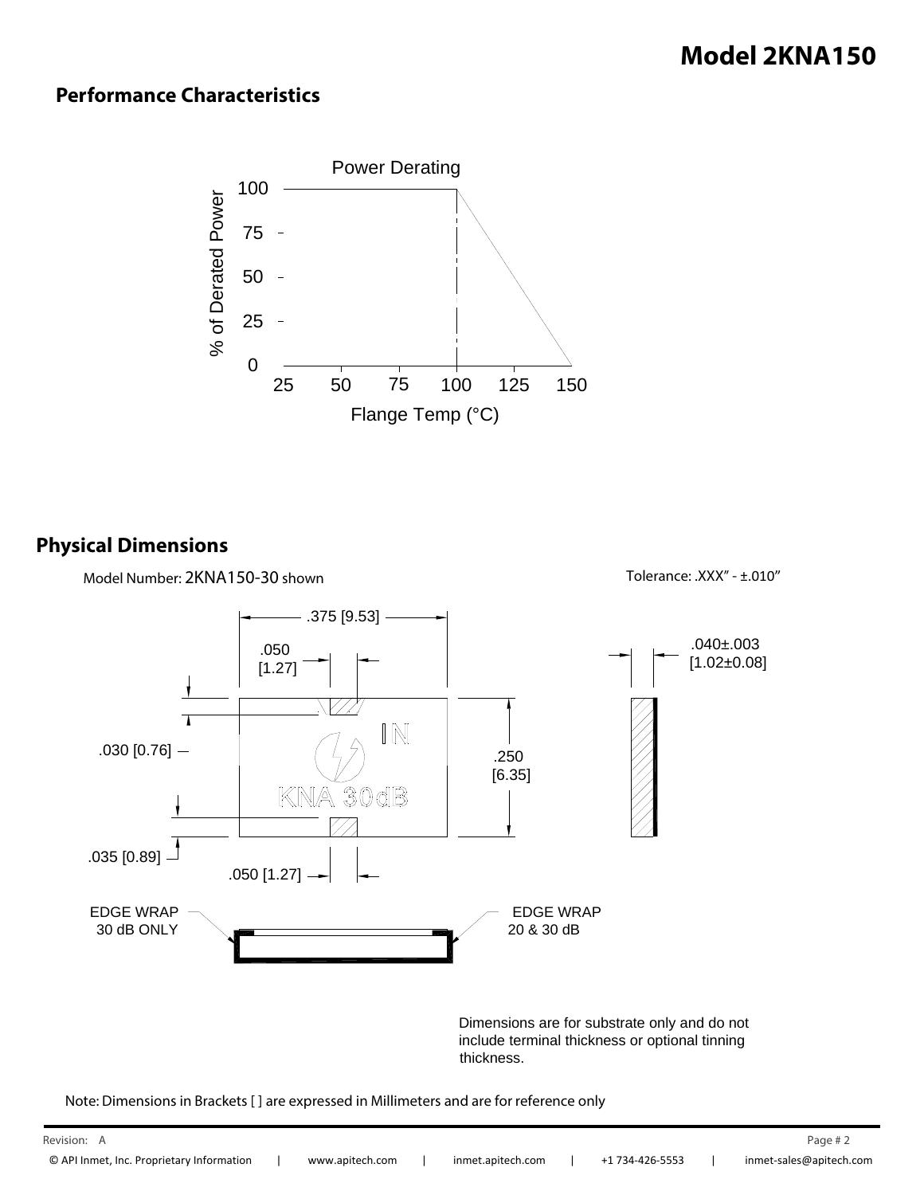# Model 2KNA150

## Performance Characteristics

Power Derating

% of Derated Power

100
75
50
25
0

25 50 75 100 125 150

Flange Temp (°C)

## Physical Dimensions

Model Number: 2KNA150-30 shown

Tolerance: .XXX" - ±.010"

.375 [9.53]

.050 [1.27]

.040±.003 [1.02±0.08]

.030 [0.76]

.250 [6.35]

.035 [0.89]

.050 [1.27]

IN

KNA 30dB

EDGE WRAP 30 dB ONLY

EDGE WRAP 20 & 30 dB

Dimensions are for substrate only and do not include terminal thickness or optional tinning thickness.

Note: Dimensions in Brackets [ ] are expressed in Millimeters and are for reference only

Revision: A

© API Inmet, Inc. Proprietary Information | www.apitech.com | inmet.apitech.com | +1 734-426-5553 | inmet-sales@apitech.com